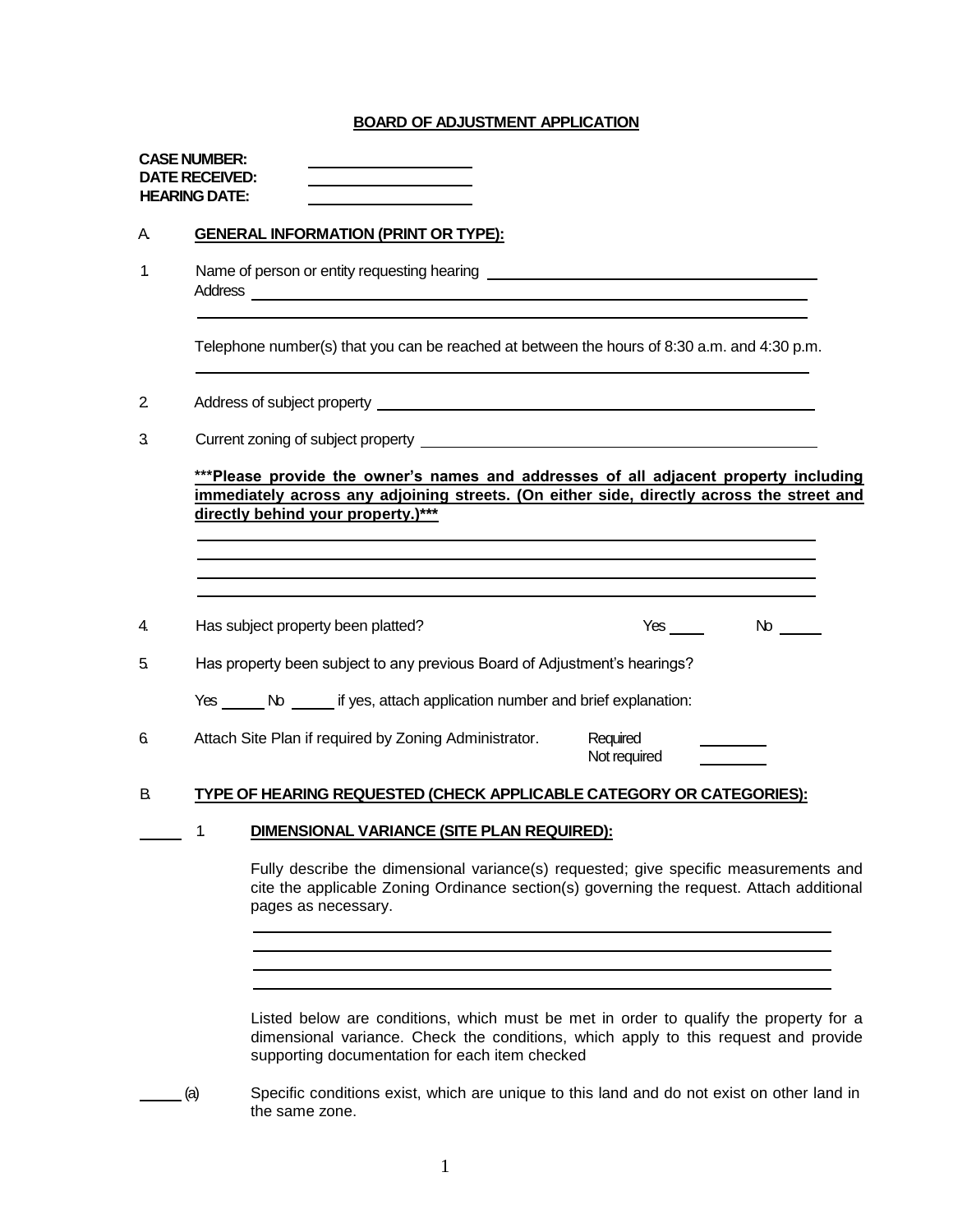# BOARD OF ADJUSTMENT APPLICATION

**CASE NUMBER:** \_\_\_\_\_\_\_\_\_\_\_\_\_\_\_\_\_\_\_\_
**DATE RECEIVED:** \_\_\_\_\_\_\_\_\_\_\_\_\_\_\_\_\_\_\_\_
**HEARING DATE:** \_\_\_\_\_\_\_\_\_\_\_\_\_\_\_\_\_\_\_\_

## A. GENERAL INFORMATION (PRINT OR TYPE):

1. Name of person or entity requesting hearing \_\_\_\_\_\_\_\_\_\_\_\_\_\_\_\_\_\_\_\_\_\_\_\_\_\_\_\_\_\_\_\_\_\_\_\_\_\_\_\_
   Address \_\_\_\_\_\_\_\_\_\_\_\_\_\_\_\_\_\_\_\_\_\_\_\_\_\_\_\_\_\_\_\_\_\_\_\_\_\_\_\_\_\_\_\_\_\_\_\_\_\_\_\_\_\_\_\_\_\_\_\_\_\_\_\_\_\_\_
   \_\_\_\_\_\_\_\_\_\_\_\_\_\_\_\_\_\_\_\_\_\_\_\_\_\_\_\_\_\_\_\_\_\_\_\_\_\_\_\_\_\_\_\_\_\_\_\_\_\_\_\_\_\_\_\_\_\_\_\_\_\_\_\_\_\_\_\_\_\_\_\_\_\_\_\_

   Telephone number(s) that you can be reached at between the hours of 8:30 a.m. and 4:30 p.m.
   \_\_\_\_\_\_\_\_\_\_\_\_\_\_\_\_\_\_\_\_\_\_\_\_\_\_\_\_\_\_\_\_\_\_\_\_\_\_\_\_\_\_\_\_\_\_\_\_\_\_\_\_\_\_\_\_\_\_\_\_\_\_\_\_\_\_\_\_\_\_\_\_\_\_\_\_

2. Address of subject property \_\_\_\_\_\_\_\_\_\_\_\_\_\_\_\_\_\_\_\_\_\_\_\_\_\_\_\_\_\_\_\_\_\_\_\_\_\_\_\_\_\_\_\_\_\_\_\_\_\_\_\_\_\_\_

3. Current zoning of subject property \_\_\_\_\_\_\_\_\_\_\_\_\_\_\_\_\_\_\_\_\_\_\_\_\_\_\_\_\_\_\_\_\_\_\_\_\_\_\_\_\_\_\_\_\_\_\_\_\_

   **\*\*\*Please provide the owner's names and addresses of all adjacent property including immediately across any adjoining streets. (On either side, directly across the street and directly behind your property.)\*\*\***

   \_\_\_\_\_\_\_\_\_\_\_\_\_\_\_\_\_\_\_\_\_\_\_\_\_\_\_\_\_\_\_\_\_\_\_\_\_\_\_\_\_\_\_\_\_\_\_\_\_\_\_\_\_\_\_\_\_\_\_\_\_\_\_\_\_\_\_\_\_\_\_\_\_\_\_\_
   \_\_\_\_\_\_\_\_\_\_\_\_\_\_\_\_\_\_\_\_\_\_\_\_\_\_\_\_\_\_\_\_\_\_\_\_\_\_\_\_\_\_\_\_\_\_\_\_\_\_\_\_\_\_\_\_\_\_\_\_\_\_\_\_\_\_\_\_\_\_\_\_\_\_\_\_
   \_\_\_\_\_\_\_\_\_\_\_\_\_\_\_\_\_\_\_\_\_\_\_\_\_\_\_\_\_\_\_\_\_\_\_\_\_\_\_\_\_\_\_\_\_\_\_\_\_\_\_\_\_\_\_\_\_\_\_\_\_\_\_\_\_\_\_\_\_\_\_\_\_\_\_\_
   \_\_\_\_\_\_\_\_\_\_\_\_\_\_\_\_\_\_\_\_\_\_\_\_\_\_\_\_\_\_\_\_\_\_\_\_\_\_\_\_\_\_\_\_\_\_\_\_\_\_\_\_\_\_\_\_\_\_\_\_\_\_\_\_\_\_\_\_\_\_\_\_\_\_\_\_

4. Has subject property been platted? Yes \_\_\_\_ No \_\_\_\_\_

5. Has property been subject to any previous Board of Adjustment's hearings?

   Yes \_\_\_\_\_ No \_\_\_\_\_ if yes, attach application number and brief explanation:

6. Attach Site Plan if required by Zoning Administrator.
   Required \_\_\_\_\_\_\_\_
   Not required \_\_\_\_\_\_\_\_

## B. TYPE OF HEARING REQUESTED (CHECK APPLICABLE CATEGORY OR CATEGORIES):

\_\_\_\_\_ 1. **DIMENSIONAL VARIANCE (SITE PLAN REQUIRED):**

Fully describe the dimensional variance(s) requested; give specific measurements and cite the applicable Zoning Ordinance section(s) governing the request. Attach additional pages as necessary.

\_\_\_\_\_\_\_\_\_\_\_\_\_\_\_\_\_\_\_\_\_\_\_\_\_\_\_\_\_\_\_\_\_\_\_\_\_\_\_\_\_\_\_\_\_\_\_\_\_\_\_\_\_\_\_\_\_\_\_\_\_\_\_\_\_\_\_\_\_\_\_\_\_\_\_\_
\_\_\_\_\_\_\_\_\_\_\_\_\_\_\_\_\_\_\_\_\_\_\_\_\_\_\_\_\_\_\_\_\_\_\_\_\_\_\_\_\_\_\_\_\_\_\_\_\_\_\_\_\_\_\_\_\_\_\_\_\_\_\_\_\_\_\_\_\_\_\_\_\_\_\_\_
\_\_\_\_\_\_\_\_\_\_\_\_\_\_\_\_\_\_\_\_\_\_\_\_\_\_\_\_\_\_\_\_\_\_\_\_\_\_\_\_\_\_\_\_\_\_\_\_\_\_\_\_\_\_\_\_\_\_\_\_\_\_\_\_\_\_\_\_\_\_\_\_\_\_\_\_
\_\_\_\_\_\_\_\_\_\_\_\_\_\_\_\_\_\_\_\_\_\_\_\_\_\_\_\_\_\_\_\_\_\_\_\_\_\_\_\_\_\_\_\_\_\_\_\_\_\_\_\_\_\_\_\_\_\_\_\_\_\_\_\_\_\_\_\_\_\_\_\_\_\_\_\_

Listed below are conditions, which must be met in order to qualify the property for a dimensional variance. Check the conditions, which apply to this request and provide supporting documentation for each item checked

\_\_\_\_\_ (a) Specific conditions exist, which are unique to this land and do not exist on other land in the same zone.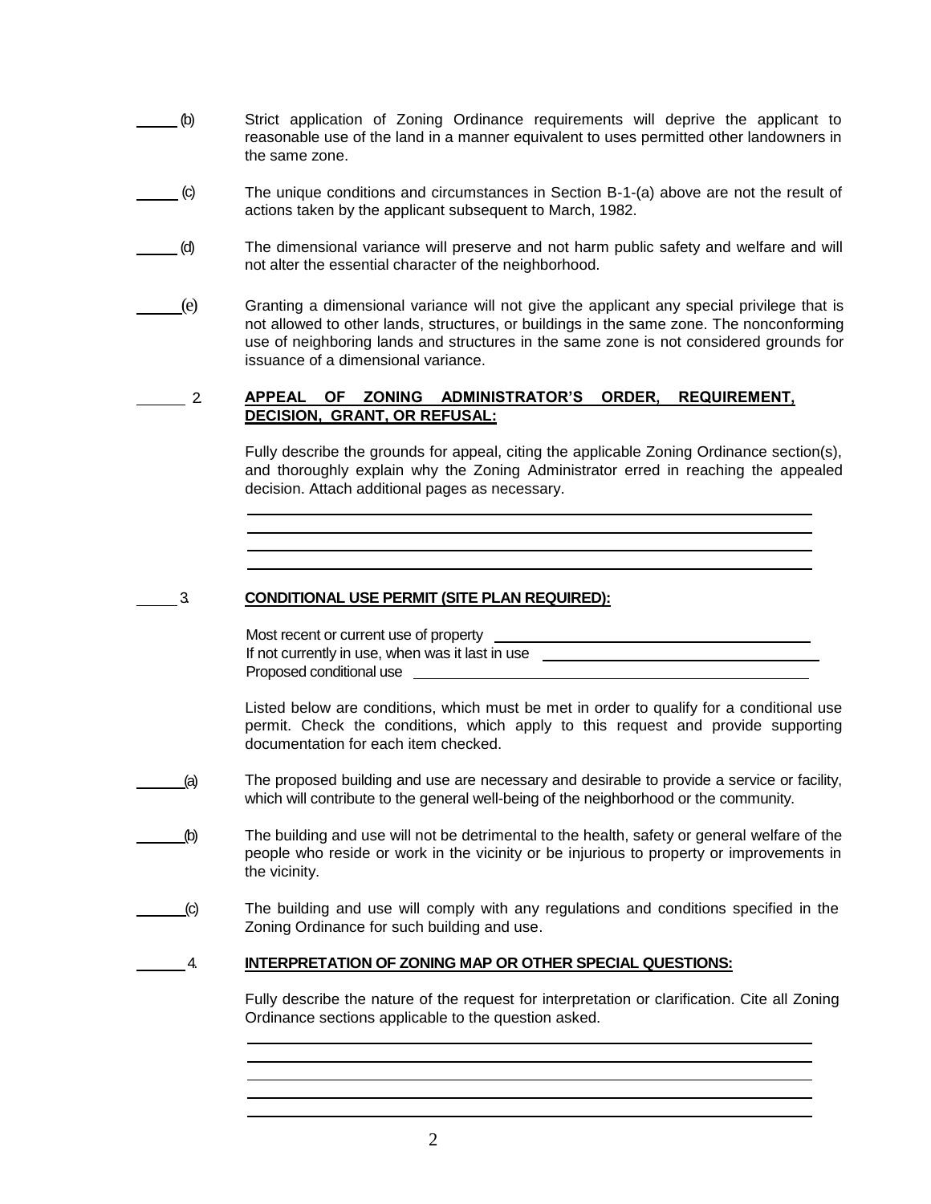______ (b) Strict application of Zoning Ordinance requirements will deprive the applicant to reasonable use of the land in a manner equivalent to uses permitted other landowners in the same zone.

______ (c) The unique conditions and circumstances in Section B-1-(a) above are not the result of actions taken by the applicant subsequent to March, 1982.

______ (d) The dimensional variance will preserve and not harm public safety and welfare and will not alter the essential character of the neighborhood.

______ (e) Granting a dimensional variance will not give the applicant any special privilege that is not allowed to other lands, structures, or buildings in the same zone. The nonconforming use of neighboring lands and structures in the same zone is not considered grounds for issuance of a dimensional variance.

______ 2. **APPEAL OF ZONING ADMINISTRATOR'S ORDER, REQUIREMENT, DECISION, GRANT, OR REFUSAL:**

Fully describe the grounds for appeal, citing the applicable Zoning Ordinance section(s), and thoroughly explain why the Zoning Administrator erred in reaching the appealed decision. Attach additional pages as necessary.

________________________________________________________________
________________________________________________________________
________________________________________________________________
________________________________________________________________

______ 3. **CONDITIONAL USE PERMIT (SITE PLAN REQUIRED):**

Most recent or current use of property ______________________________
If not currently in use, when was it last in use ______________________________
Proposed conditional use ______________________________

Listed below are conditions, which must be met in order to qualify for a conditional use permit. Check the conditions, which apply to this request and provide supporting documentation for each item checked.

______ (a) The proposed building and use are necessary and desirable to provide a service or facility, which will contribute to the general well-being of the neighborhood or the community.

______ (b) The building and use will not be detrimental to the health, safety or general welfare of the people who reside or work in the vicinity or be injurious to property or improvements in the vicinity.

______ (c) The building and use will comply with any regulations and conditions specified in the Zoning Ordinance for such building and use.

______ 4. **INTERPRETATION OF ZONING MAP OR OTHER SPECIAL QUESTIONS:**

Fully describe the nature of the request for interpretation or clarification. Cite all Zoning Ordinance sections applicable to the question asked.

________________________________________________________________
________________________________________________________________
________________________________________________________________
________________________________________________________________
________________________________________________________________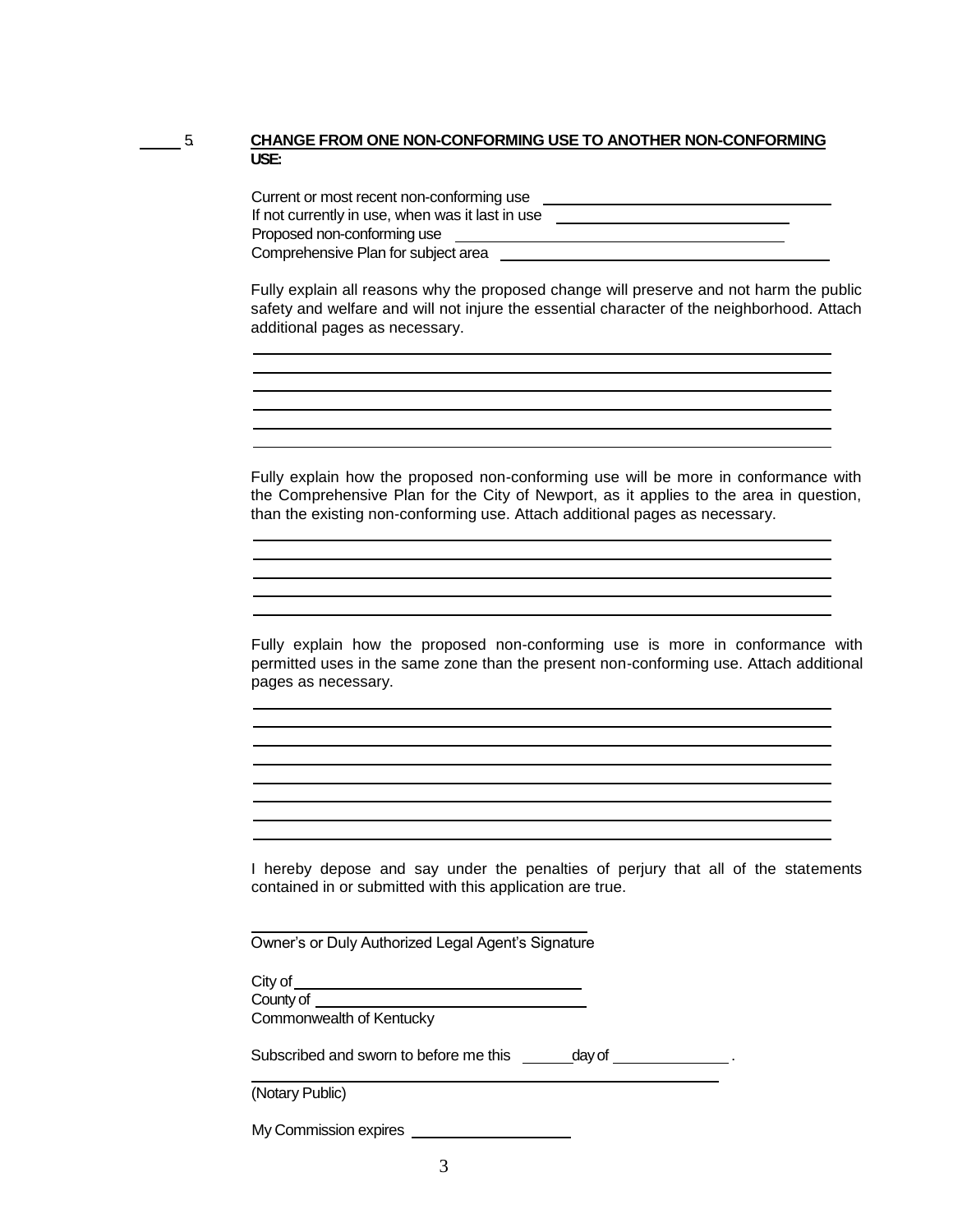_____ 5. **CHANGE FROM ONE NON-CONFORMING USE TO ANOTHER NON-CONFORMING USE:**

Current or most recent non-conforming use ____________________

If not currently in use, when was it last in use ____________________

Proposed non-conforming use ____________________

Comprehensive Plan for subject area ____________________

Fully explain all reasons why the proposed change will preserve and not harm the public safety and welfare and will not injure the essential character of the neighborhood. Attach additional pages as necessary.

______________________________________________________________________

______________________________________________________________________

______________________________________________________________________

______________________________________________________________________

______________________________________________________________________

______________________________________________________________________

Fully explain how the proposed non-conforming use will be more in conformance with the Comprehensive Plan for the City of Newport, as it applies to the area in question, than the existing non-conforming use. Attach additional pages as necessary.

______________________________________________________________________

______________________________________________________________________

______________________________________________________________________

______________________________________________________________________

______________________________________________________________________

Fully explain how the proposed non-conforming use is more in conformance with permitted uses in the same zone than the present non-conforming use. Attach additional pages as necessary.

______________________________________________________________________

______________________________________________________________________

______________________________________________________________________

______________________________________________________________________

______________________________________________________________________

______________________________________________________________________

______________________________________________________________________

______________________________________________________________________

I hereby depose and say under the penalties of perjury that all of the statements contained in or submitted with this application are true.

____________________________________

Owner's or Duly Authorized Legal Agent's Signature

City of ____________________

County of ____________________

Commonwealth of Kentucky

Subscribed and sworn to before me this ______ day of ______________ .

____________________________________

(Notary Public)

My Commission expires ____________________